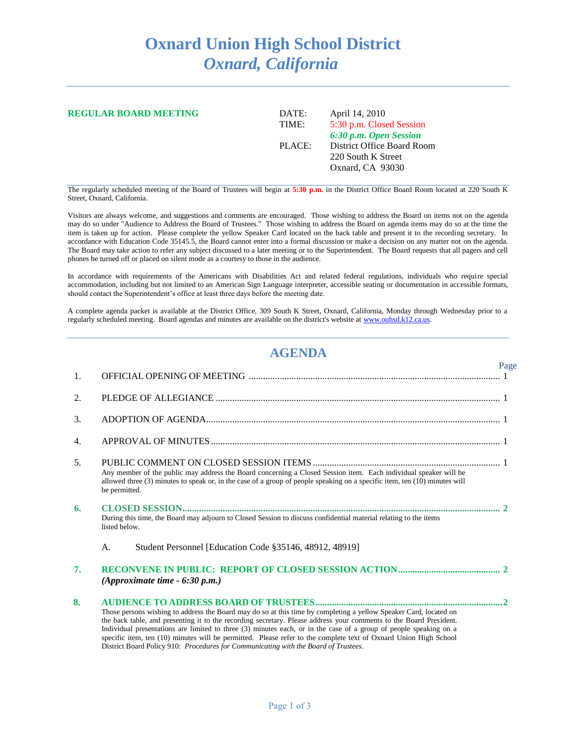# Oxnard Union High School District
## *Oxnard, California*

---

**REGULAR BOARD MEETING**

| | |
|---|---|
| DATE: | April 14, 2010 |
| TIME: | 5:30 p.m. Closed Session |
| | ***6:30 p.m. Open Session*** |
| PLACE: | District Office Board Room |
| | 220 South K Street |
| | Oxnard, CA 93030 |

The regularly scheduled meeting of the Board of Trustees will begin at **5:30 p.m.** in the District Office Board Room located at 220 South K Street, Oxnard, California.

Visitors are always welcome, and suggestions and comments are encouraged. Those wishing to address the Board on items not on the agenda may do so under "Audience to Address the Board of Trustees." Those wishing to address the Board on agenda items may do so at the time the item is taken up for action. Please complete the yellow Speaker Card located on the back table and present it to the recording secretary. In accordance with Education Code 35145.5, the Board cannot enter into a formal discussion or make a decision on any matter not on the agenda. The Board may take action to refer any subject discussed to a later meeting or to the Superintendent. The Board requests that all pagers and cell phones be turned off or placed on silent mode as a courtesy to those in the audience.

In accordance with requirements of the Americans with Disabilities Act and related federal regulations, individuals who require special accommodation, including but not limited to an American Sign Language interpreter, accessible seating or documentation in accessible formats, should contact the Superintendent's office at least three days before the meeting date.

A complete agenda packet is available at the District Office, 309 South K Street, Oxnard, California, Monday through Wednesday prior to a regularly scheduled meeting. Board agendas and minutes are available on the district's website at www.ouhsd.k12.ca.us.

---

## AGENDA

| | | Page |
|---|---|---|
| 1. | OFFICIAL OPENING OF MEETING | 1 |
| 2. | PLEDGE OF ALLEGIANCE | 1 |
| 3. | ADOPTION OF AGENDA | 1 |
| 4. | APPROVAL OF MINUTES | 1 |
| 5. | PUBLIC COMMENT ON CLOSED SESSION ITEMS | 1 |

Any member of the public may address the Board concerning a Closed Session item. Each individual speaker will be allowed three (3) minutes to speak or, in the case of a group of people speaking on a specific item, ten (10) minutes will be permitted.

**6. CLOSED SESSION .......... 2**

During this time, the Board may adjourn to Closed Session to discuss confidential material relating to the items listed below.

A. Student Personnel [Education Code §35146, 48912, 48919]

**7. RECONVENE IN PUBLIC: REPORT OF CLOSED SESSION ACTION .......... 2**
***(Approximate time - 6:30 p.m.)***

**8. AUDIENCE TO ADDRESS BOARD OF TRUSTEES .......... 2**

Those persons wishing to address the Board may do so at this time by completing a yellow Speaker Card, located on the back table, and presenting it to the recording secretary. Please address your comments to the Board President. Individual presentations are limited to three (3) minutes each, or in the case of a group of people speaking on a specific item, ten (10) minutes will be permitted. Please refer to the complete text of Oxnard Union High School District Board Policy 910: *Procedures for Communicating with the Board of Trustees*.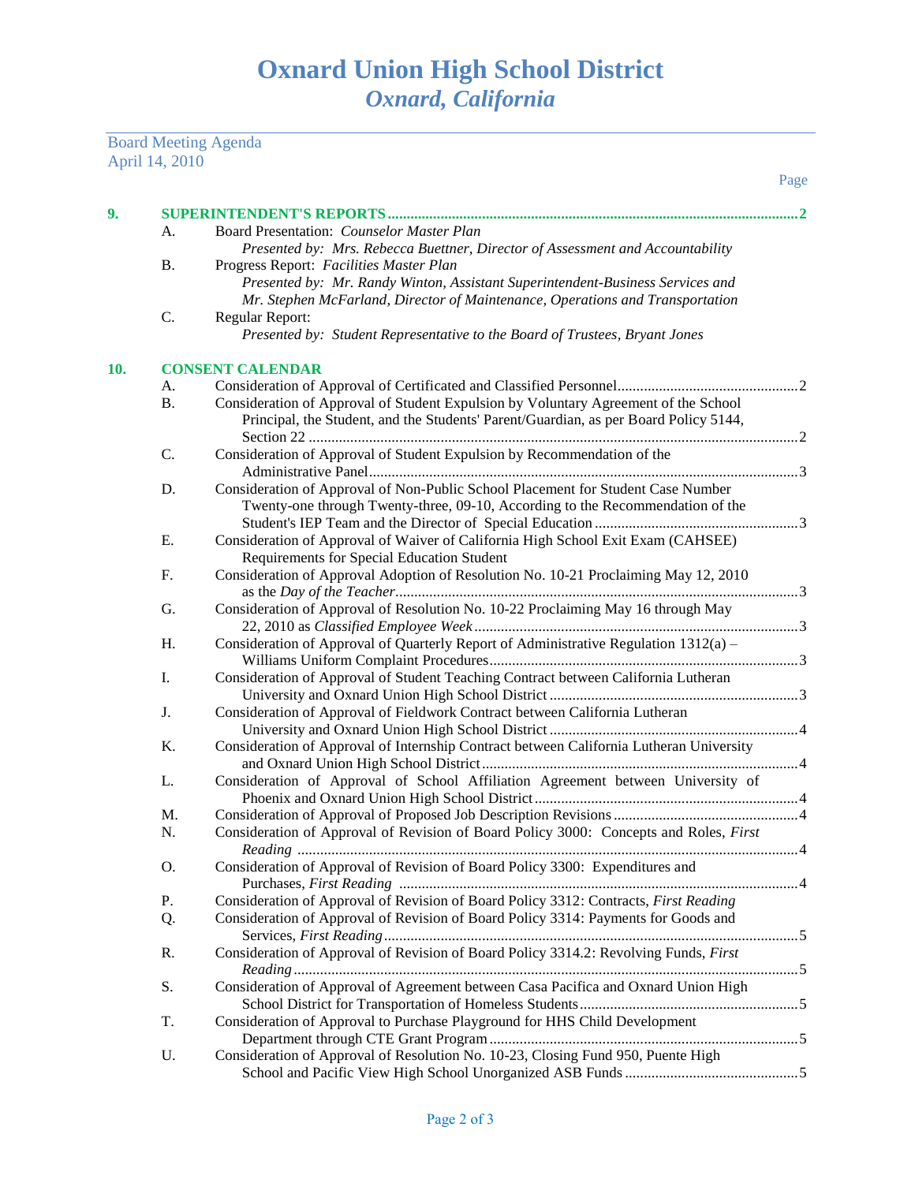# Oxnard Union High School District
## *Oxnard, California*

Board Meeting Agenda
April 14, 2010

Page

**9. SUPERINTENDENT'S REPORTS** .......... 2

A. Board Presentation: *Counselor Master Plan*
*Presented by: Mrs. Rebecca Buettner, Director of Assessment and Accountability*

B. Progress Report: *Facilities Master Plan*
*Presented by: Mr. Randy Winton, Assistant Superintendent-Business Services and Mr. Stephen McFarland, Director of Maintenance, Operations and Transportation*

C. Regular Report:
*Presented by: Student Representative to the Board of Trustees, Bryant Jones*

**10. CONSENT CALENDAR**

A. Consideration of Approval of Certificated and Classified Personnel .......... 2

B. Consideration of Approval of Student Expulsion by Voluntary Agreement of the School Principal, the Student, and the Students' Parent/Guardian, as per Board Policy 5144, Section 22 .......... 2

C. Consideration of Approval of Student Expulsion by Recommendation of the Administrative Panel .......... 3

D. Consideration of Approval of Non-Public School Placement for Student Case Number Twenty-one through Twenty-three, 09-10, According to the Recommendation of the Student's IEP Team and the Director of Special Education .......... 3

E. Consideration of Approval of Waiver of California High School Exit Exam (CAHSEE) Requirements for Special Education Student

F. Consideration of Approval Adoption of Resolution No. 10-21 Proclaiming May 12, 2010 as the *Day of the Teacher* .......... 3

G. Consideration of Approval of Resolution No. 10-22 Proclaiming May 16 through May 22, 2010 as *Classified Employee Week* .......... 3

H. Consideration of Approval of Quarterly Report of Administrative Regulation 1312(a) – Williams Uniform Complaint Procedures .......... 3

I. Consideration of Approval of Student Teaching Contract between California Lutheran University and Oxnard Union High School District .......... 3

J. Consideration of Approval of Fieldwork Contract between California Lutheran University and Oxnard Union High School District .......... 4

K. Consideration of Approval of Internship Contract between California Lutheran University and Oxnard Union High School District .......... 4

L. Consideration of Approval of School Affiliation Agreement between University of Phoenix and Oxnard Union High School District .......... 4

M. Consideration of Approval of Proposed Job Description Revisions .......... 4

N. Consideration of Approval of Revision of Board Policy 3000: Concepts and Roles, *First Reading* .......... 4

O. Consideration of Approval of Revision of Board Policy 3300: Expenditures and Purchases, *First Reading* .......... 4

P. Consideration of Approval of Revision of Board Policy 3312: Contracts, *First Reading*

Q. Consideration of Approval of Revision of Board Policy 3314: Payments for Goods and Services, *First Reading* .......... 5

R. Consideration of Approval of Revision of Board Policy 3314.2: Revolving Funds, *First Reading* .......... 5

S. Consideration of Approval of Agreement between Casa Pacifica and Oxnard Union High School District for Transportation of Homeless Students .......... 5

T. Consideration of Approval to Purchase Playground for HHS Child Development Department through CTE Grant Program .......... 5

U. Consideration of Approval of Resolution No. 10-23, Closing Fund 950, Puente High School and Pacific View High School Unorganized ASB Funds .......... 5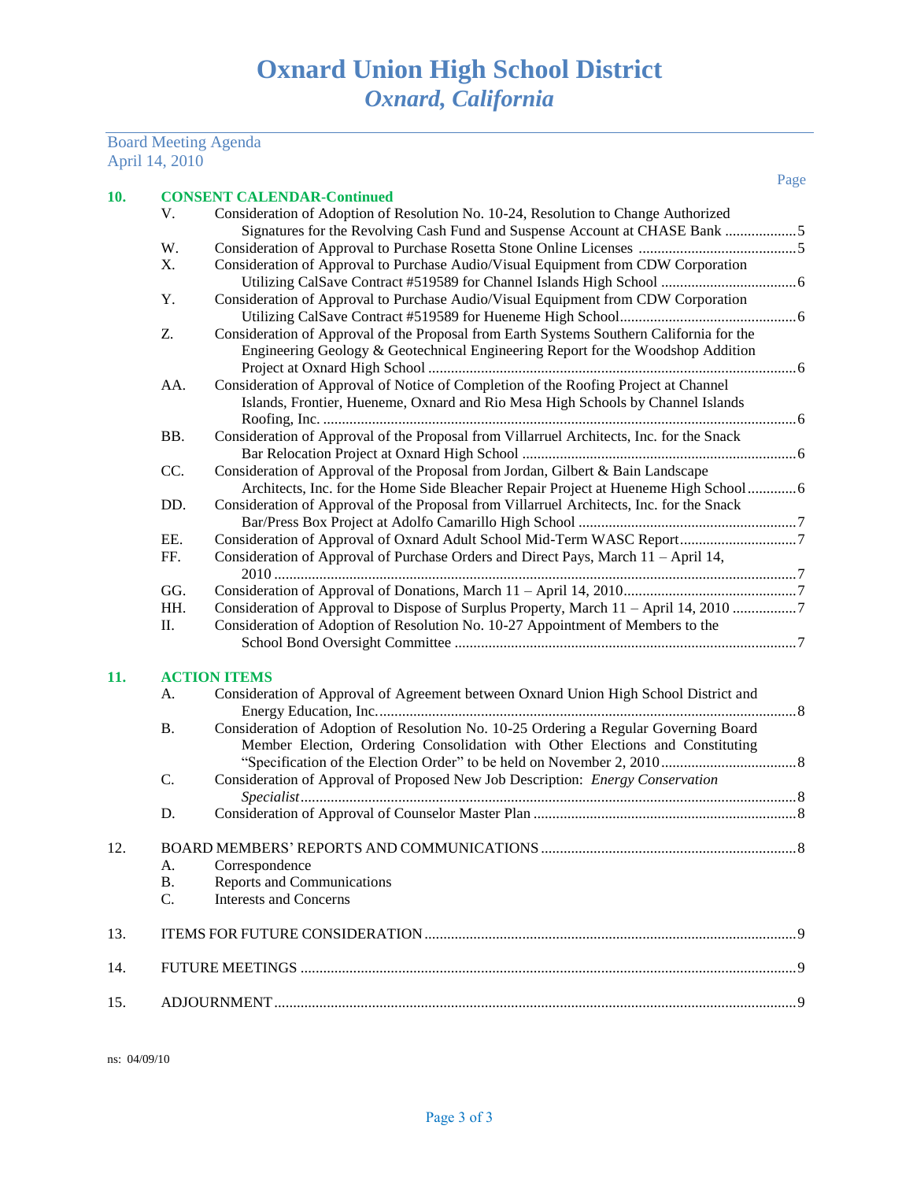# Oxnard Union High School District

## *Oxnard, California*

Board Meeting Agenda
April 14, 2010

Page

**10. CONSENT CALENDAR-Continued**

- V. Consideration of Adoption of Resolution No. 10-24, Resolution to Change Authorized Signatures for the Revolving Cash Fund and Suspense Account at CHASE Bank ....5
- W. Consideration of Approval to Purchase Rosetta Stone Online Licenses ....5
- X. Consideration of Approval to Purchase Audio/Visual Equipment from CDW Corporation Utilizing CalSave Contract #519589 for Channel Islands High School ....6
- Y. Consideration of Approval to Purchase Audio/Visual Equipment from CDW Corporation Utilizing CalSave Contract #519589 for Hueneme High School....6
- Z. Consideration of Approval of the Proposal from Earth Systems Southern California for the Engineering Geology & Geotechnical Engineering Report for the Woodshop Addition Project at Oxnard High School ....6
- AA. Consideration of Approval of Notice of Completion of the Roofing Project at Channel Islands, Frontier, Hueneme, Oxnard and Rio Mesa High Schools by Channel Islands Roofing, Inc. ....6
- BB. Consideration of Approval of the Proposal from Villarruel Architects, Inc. for the Snack Bar Relocation Project at Oxnard High School ....6
- CC. Consideration of Approval of the Proposal from Jordan, Gilbert & Bain Landscape Architects, Inc. for the Home Side Bleacher Repair Project at Hueneme High School....6
- DD. Consideration of Approval of the Proposal from Villarruel Architects, Inc. for the Snack Bar/Press Box Project at Adolfo Camarillo High School ....7
- EE. Consideration of Approval of Oxnard Adult School Mid-Term WASC Report....7
- FF. Consideration of Approval of Purchase Orders and Direct Pays, March 11 – April 14, 2010 ....7
- GG. Consideration of Approval of Donations, March 11 – April 14, 2010....7
- HH. Consideration of Approval to Dispose of Surplus Property, March 11 – April 14, 2010 ....7
- II. Consideration of Adoption of Resolution No. 10-27 Appointment of Members to the School Bond Oversight Committee ....7

**11. ACTION ITEMS**

- A. Consideration of Approval of Agreement between Oxnard Union High School District and Energy Education, Inc. ....8
- B. Consideration of Adoption of Resolution No. 10-25 Ordering a Regular Governing Board Member Election, Ordering Consolidation with Other Elections and Constituting "Specification of the Election Order" to be held on November 2, 2010....8
- C. Consideration of Approval of Proposed New Job Description: *Energy Conservation Specialist*....8
- D. Consideration of Approval of Counselor Master Plan ....8

12. BOARD MEMBERS' REPORTS AND COMMUNICATIONS ....8
- A. Correspondence
- B. Reports and Communications
- C. Interests and Concerns

13. ITEMS FOR FUTURE CONSIDERATION ....9

14. FUTURE MEETINGS ....9

15. ADJOURNMENT....9

ns: 04/09/10